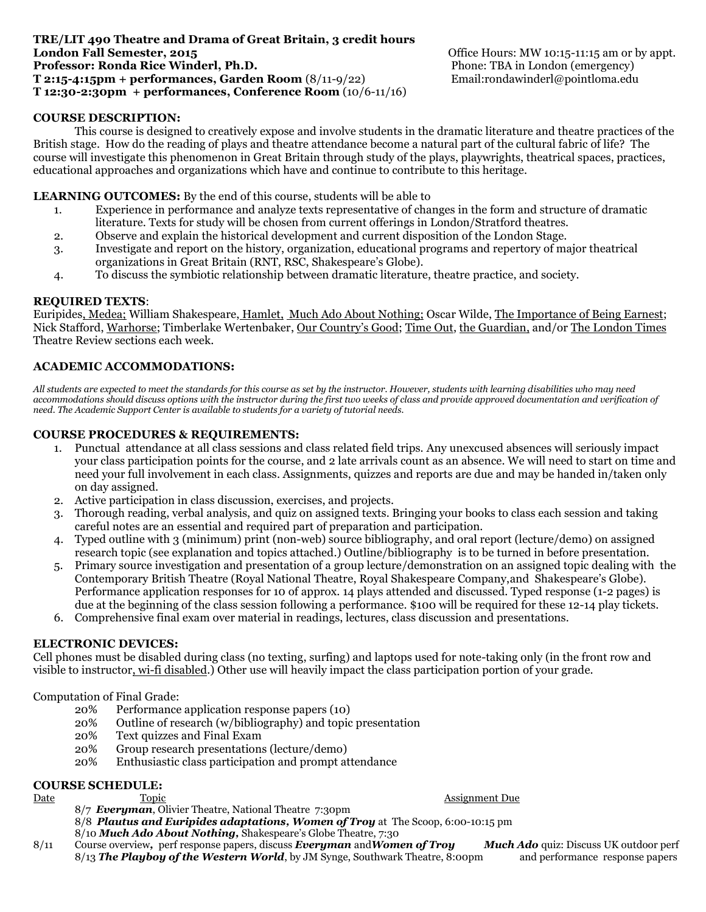**TRE/LIT 490 Theatre and Drama of Great Britain, 3 credit hours**
**London Fall Semester, 2015**
**Professor: Ronda Rice Winderl, Ph.D.**
**T 2:15-4:15pm + performances, Garden Room** (8/11-9/22)
**T 12:30-2:30pm + performances, Conference Room** (10/6-11/16)

Office Hours: MW 10:15-11:15 am or by appt.
Phone: TBA in London (emergency)
Email:rondawinderl@pointloma.edu

## COURSE DESCRIPTION:

This course is designed to creatively expose and involve students in the dramatic literature and theatre practices of the British stage. How do the reading of plays and theatre attendance become a natural part of the cultural fabric of life? The course will investigate this phenomenon in Great Britain through study of the plays, playwrights, theatrical spaces, practices, educational approaches and organizations which have and continue to contribute to this heritage.

**LEARNING OUTCOMES:** By the end of this course, students will be able to

1. Experience in performance and analyze texts representative of changes in the form and structure of dramatic literature. Texts for study will be chosen from current offerings in London/Stratford theatres.
2. Observe and explain the historical development and current disposition of the London Stage.
3. Investigate and report on the history, organization, educational programs and repertory of major theatrical organizations in Great Britain (RNT, RSC, Shakespeare's Globe).
4. To discuss the symbiotic relationship between dramatic literature, theatre practice, and society.

**REQUIRED TEXTS**:
Euripides, Medea; William Shakespeare, Hamlet, Much Ado About Nothing; Oscar Wilde, The Importance of Being Earnest; Nick Stafford, Warhorse; Timberlake Wertenbaker, Our Country's Good; Time Out, the Guardian, and/or The London Times Theatre Review sections each week.

## ACADEMIC ACCOMMODATIONS:

*All students are expected to meet the standards for this course as set by the instructor. However, students with learning disabilities who may need accommodations should discuss options with the instructor during the first two weeks of class and provide approved documentation and verification of need. The Academic Support Center is available to students for a variety of tutorial needs.*

## COURSE PROCEDURES & REQUIREMENTS:

1. Punctual attendance at all class sessions and class related field trips. Any unexcused absences will seriously impact your class participation points for the course, and 2 late arrivals count as an absence. We will need to start on time and need your full involvement in each class. Assignments, quizzes and reports are due and may be handed in/taken only on day assigned.
2. Active participation in class discussion, exercises, and projects.
3. Thorough reading, verbal analysis, and quiz on assigned texts. Bringing your books to class each session and taking careful notes are an essential and required part of preparation and participation.
4. Typed outline with 3 (minimum) print (non-web) source bibliography, and oral report (lecture/demo) on assigned research topic (see explanation and topics attached.) Outline/bibliography is to be turned in before presentation.
5. Primary source investigation and presentation of a group lecture/demonstration on an assigned topic dealing with the Contemporary British Theatre (Royal National Theatre, Royal Shakespeare Company,and Shakespeare's Globe). Performance application responses for 10 of approx. 14 plays attended and discussed. Typed response (1-2 pages) is due at the beginning of the class session following a performance. $100 will be required for these 12-14 play tickets.
6. Comprehensive final exam over material in readings, lectures, class discussion and presentations.

## ELECTRONIC DEVICES:

Cell phones must be disabled during class (no texting, surfing) and laptops used for note-taking only (in the front row and visible to instructor, wi-fi disabled.) Other use will heavily impact the class participation portion of your grade.

Computation of Final Grade:

- 20% Performance application response papers (10)
- 20% Outline of research (w/bibliography) and topic presentation
- 20% Text quizzes and Final Exam
- 20% Group research presentations (lecture/demo)
- 20% Enthusiastic class participation and prompt attendance

## COURSE SCHEDULE:

| Date | Topic | Assignment Due |
|---|---|---|
| | 8/7 ***Everyman***, Olivier Theatre, National Theatre 7:30pm | |
| | 8/8 ***Plautus and Euripides adaptations, Women of Troy*** at The Scoop, 6:00-10:15 pm | |
| | 8/10 ***Much Ado About Nothing***, Shakespeare's Globe Theatre, 7:30 | |
| 8/11 | Course overview, perf response papers, discuss ***Everyman*** and ***Women of Troy*** | ***Much Ado*** quiz: Discuss UK outdoor perf and performance response papers |
| | 8/13 ***The Playboy of the Western World***, by JM Synge, Southwark Theatre, 8:00pm | |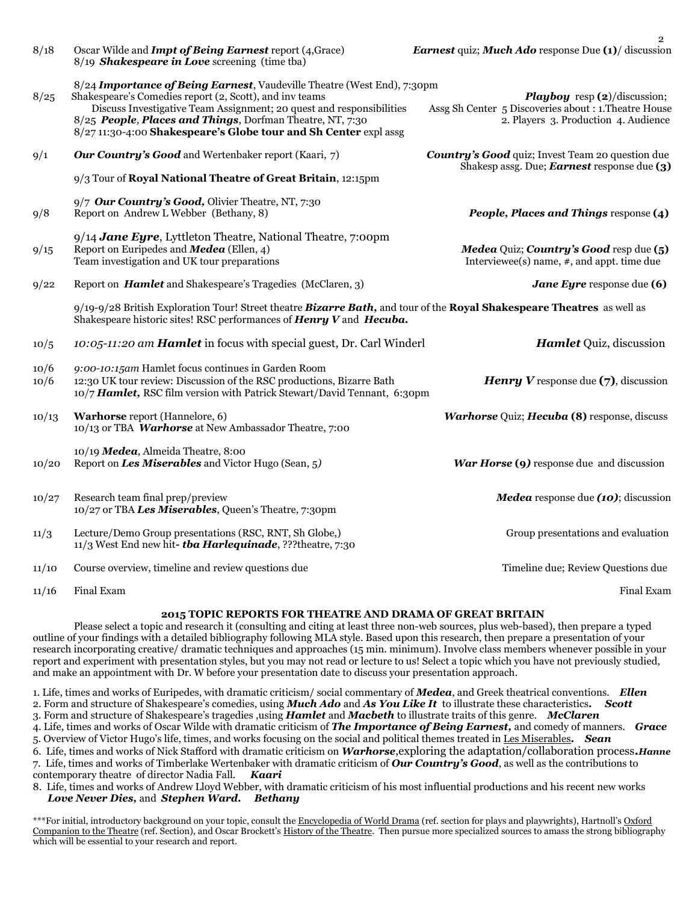| | | |
|---|---|---|
| 8/18 | Oscar Wilde and ***Impt of Being Earnest*** report (4,Grace)<br>8/19 ***Shakespeare in Love*** screening (time tba) | ***Earnest*** quiz; ***Much Ado*** response Due **(1)**/ discussion |
| 8/25 | 8/24 ***Importance of Being Earnest***, Vaudeville Theatre (West End), 7:30pm<br>Shakespeare's Comedies report (2, Scott), and inv teams<br>Discuss Investigative Team Assignment; 20 quest and responsibilities<br>8/25 ***People, Places and Things***, Dorfman Theatre, NT, 7:30<br>8/27 11:30-4:00 **Shakespeare's Globe tour and Sh Center** expl assg | ***Playboy*** resp **(2)**/discussion;<br>Assg Sh Center 5 Discoveries about : 1.Theatre House 2. Players 3. Production 4. Audience |
| 9/1 | ***Our Country's Good*** and Wertenbaker report (Kaari, 7)<br>9/3 Tour of **Royal National Theatre of Great Britain**, 12:15pm | ***Country's Good*** quiz; Invest Team 20 question due<br>Shakesp assg. Due; ***Earnest*** response due **(3)** |
| 9/8 | 9/7 ***Our Country's Good,*** Olivier Theatre, NT, 7:30<br>Report on Andrew L Webber (Bethany, 8) | ***People, Places and Things*** response **(4)** |
| 9/15 | 9/14 ***Jane Eyre***, Lyttleton Theatre, National Theatre, 7:00pm<br>Report on Euripedes and ***Medea*** (Ellen, 4)<br>Team investigation and UK tour preparations | ***Medea*** Quiz; ***Country's Good*** resp due **(5)**<br>Interviewee(s) name, #, and appt. time due |
| 9/22 | Report on ***Hamlet*** and Shakespeare's Tragedies (McClaren, 3)<br>9/19-9/28 British Exploration Tour! Street theatre ***Bizarre Bath,*** and tour of the **Royal Shakespeare Theatres** as well as Shakespeare historic sites! RSC performances of ***Henry V*** and ***Hecuba.*** | ***Jane Eyre*** response due **(6)** |
| 10/5 | *10:05-11:20 am* ***Hamlet*** in focus with special guest, Dr. Carl Winderl | ***Hamlet*** Quiz, discussion |
| 10/6<br>10/6 | *9:00-10:15am* Hamlet focus continues in Garden Room<br>12:30 UK tour review: Discussion of the RSC productions, Bizarre Bath<br>10/7 ***Hamlet,*** RSC film version with Patrick Stewart/David Tennant, 6:30pm | ***Henry V*** response due **(7)**, discussion |
| 10/13 | **Warhorse** report (Hannelore, 6)<br>10/13 or TBA ***Warhorse*** at New Ambassador Theatre, 7:00 | ***Warhorse*** Quiz; ***Hecuba*** **(8)** response, discuss |
| 10/20 | 10/19 ***Medea***, Almeida Theatre, 8:00<br>Report on ***Les Miserables*** and Victor Hugo (Sean, 5) | ***War Horse*** **(9)** response due and discussion |
| 10/27 | Research team final prep/preview<br>10/27 or TBA ***Les Miserables***, Queen's Theatre, 7:30pm | ***Medea*** response due ***(10)***; discussion |
| 11/3 | Lecture/Demo Group presentations (RSC, RNT, Sh Globe,)<br>11/3 West End new hit- ***tba Harlequinade***, ???theatre, 7:30 | Group presentations and evaluation |
| 11/10 | Course overview, timeline and review questions due | Timeline due; Review Questions due |
| 11/16 | Final Exam | Final Exam |

## 2015 TOPIC REPORTS FOR THEATRE AND DRAMA OF GREAT BRITAIN

Please select a topic and research it (consulting and citing at least three non-web sources, plus web-based), then prepare a typed outline of your findings with a detailed bibliography following MLA style. Based upon this research, then prepare a presentation of your research incorporating creative/ dramatic techniques and approaches (15 min. minimum). Involve class members whenever possible in your report and experiment with presentation styles, but you may not read or lecture to us! Select a topic which you have not previously studied, and make an appointment with Dr. W before your presentation date to discuss your presentation approach.

1. Life, times and works of Euripedes, with dramatic criticism/ social commentary of ***Medea***, and Greek theatrical conventions. ***Ellen***
2. Form and structure of Shakespeare's comedies, using ***Much Ado*** and ***As You Like It*** to illustrate these characteristics**.** ***Scott***
3. Form and structure of Shakespeare's tragedies ,using ***Hamlet*** and ***Macbeth*** to illustrate traits of this genre. ***McClaren***
4. Life, times and works of Oscar Wilde with dramatic criticism of ***The Importance of Being Earnest***, and comedy of manners. ***Grace***
5. Overview of Victor Hugo's life, times, and works focusing on the social and political themes treated in Les Miserables**.** ***Sean***
6. Life, times and works of Nick Stafford with dramatic criticism on ***Warhorse***,exploring the adaptation/collaboration process**.*Hanne***
7. Life, times and works of Timberlake Wertenbaker with dramatic criticism of ***Our Country's Good***, as well as the contributions to contemporary theatre of director Nadia Fall. ***Kaari***
8. Life, times and works of Andrew Lloyd Webber, with dramatic criticism of his most influential productions and his recent new works ***Love Never Dies,*** and ***Stephen Ward.*** ***Bethany***

***For initial, introductory background on your topic, consult the Encyclopedia of World Drama (ref. section for plays and playwrights), Hartnoll's Oxford Companion to the Theatre (ref. Section), and Oscar Brockett's History of the Theatre. Then pursue more specialized sources to amass the strong bibliography which will be essential to your research and report.